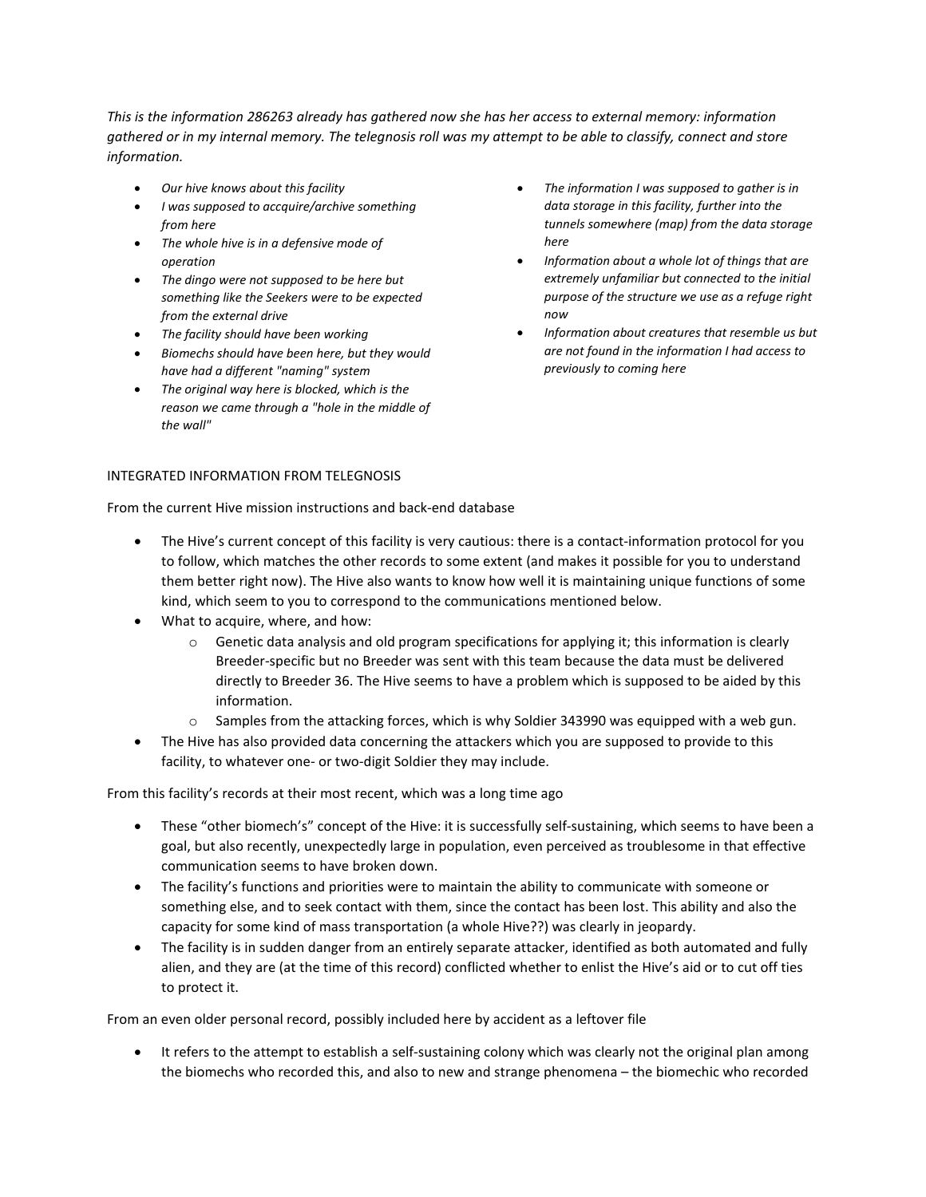*This is the information 286263 already has gathered now she has her access to external memory: information gathered or in my internal memory. The telegnosis roll was my attempt to be able to classify, connect and store information.*

- *Our hive knows about this facility*
- *I was supposed to accquire/archive something from here*
- *The whole hive is in a defensive mode of operation*
- *The dingo were not supposed to be here but something like the Seekers were to be expected from the external drive*
- *The facility should have been working*
- *Biomechs should have been here, but they would have had a different "naming" system*
- *The original way here is blocked, which is the reason we came through a "hole in the middle of the wall"*
- *The information I was supposed to gather is in data storage in this facility, further into the tunnels somewhere (map) from the data storage here*
- *Information about a whole lot of things that are extremely unfamiliar but connected to the initial purpose of the structure we use as a refuge right now*
- *Information about creatures that resemble us but are not found in the information I had access to previously to coming here*

INTEGRATED INFORMATION FROM TELEGNOSIS

From the current Hive mission instructions and back-end database

- The Hive's current concept of this facility is very cautious: there is a contact-information protocol for you to follow, which matches the other records to some extent (and makes it possible for you to understand them better right now). The Hive also wants to know how well it is maintaining unique functions of some kind, which seem to you to correspond to the communications mentioned below.
- What to acquire, where, and how:
  - Genetic data analysis and old program specifications for applying it; this information is clearly Breeder-specific but no Breeder was sent with this team because the data must be delivered directly to Breeder 36. The Hive seems to have a problem which is supposed to be aided by this information.
  - Samples from the attacking forces, which is why Soldier 343990 was equipped with a web gun.
- The Hive has also provided data concerning the attackers which you are supposed to provide to this facility, to whatever one- or two-digit Soldier they may include.

From this facility's records at their most recent, which was a long time ago

- These "other biomech's" concept of the Hive: it is successfully self-sustaining, which seems to have been a goal, but also recently, unexpectedly large in population, even perceived as troublesome in that effective communication seems to have broken down.
- The facility's functions and priorities were to maintain the ability to communicate with someone or something else, and to seek contact with them, since the contact has been lost. This ability and also the capacity for some kind of mass transportation (a whole Hive??) was clearly in jeopardy.
- The facility is in sudden danger from an entirely separate attacker, identified as both automated and fully alien, and they are (at the time of this record) conflicted whether to enlist the Hive's aid or to cut off ties to protect it.

From an even older personal record, possibly included here by accident as a leftover file

- It refers to the attempt to establish a self-sustaining colony which was clearly not the original plan among the biomechs who recorded this, and also to new and strange phenomena – the biomechic who recorded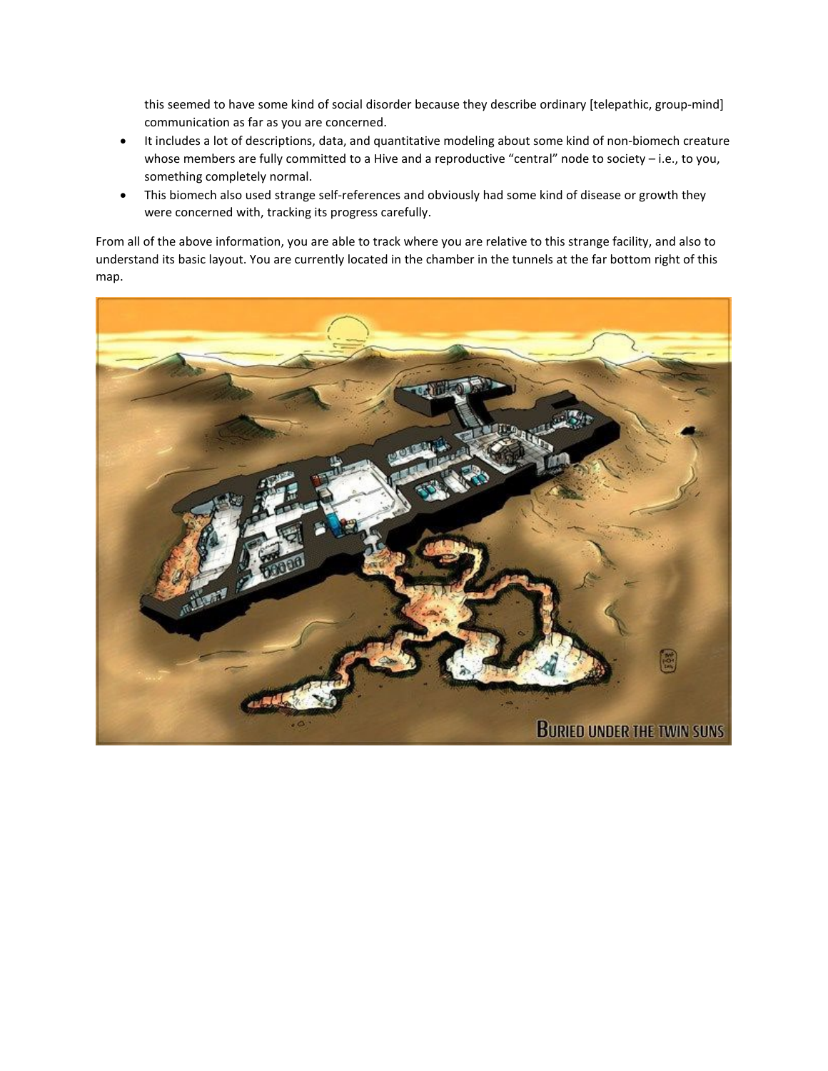this seemed to have some kind of social disorder because they describe ordinary [telepathic, group-mind] communication as far as you are concerned.

- It includes a lot of descriptions, data, and quantitative modeling about some kind of non-biomech creature whose members are fully committed to a Hive and a reproductive "central" node to society – i.e., to you, something completely normal.
- This biomech also used strange self-references and obviously had some kind of disease or growth they were concerned with, tracking its progress carefully.

From all of the above information, you are able to track where you are relative to this strange facility, and also to understand its basic layout. You are currently located in the chamber in the tunnels at the far bottom right of this map.